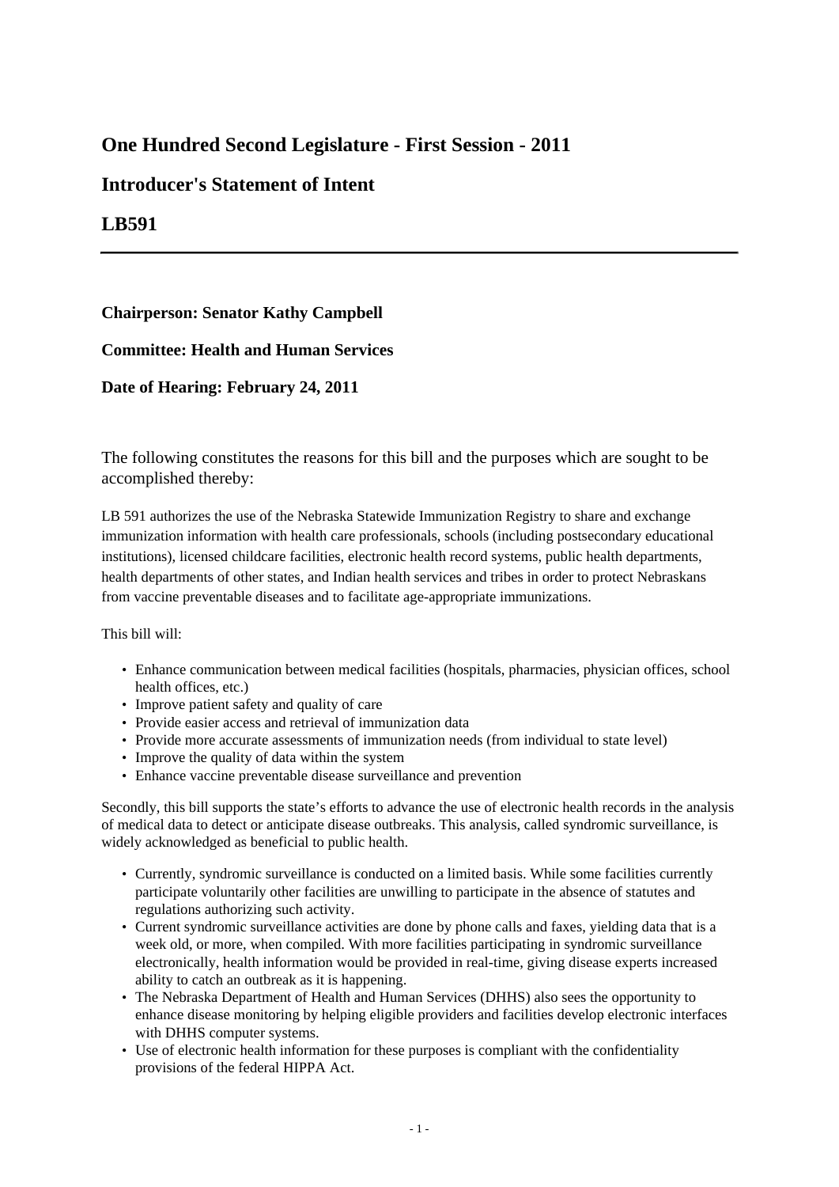# One Hundred Second Legislature - First Session - 2011

# Introducer's Statement of Intent

# LB591

---

**Chairperson: Senator Kathy Campbell**

**Committee: Health and Human Services**

**Date of Hearing: February 24, 2011**

The following constitutes the reasons for this bill and the purposes which are sought to be accomplished thereby:

LB 591 authorizes the use of the Nebraska Statewide Immunization Registry to share and exchange immunization information with health care professionals, schools (including postsecondary educational institutions), licensed childcare facilities, electronic health record systems, public health departments, health departments of other states, and Indian health services and tribes in order to protect Nebraskans from vaccine preventable diseases and to facilitate age-appropriate immunizations.

This bill will:

- Enhance communication between medical facilities (hospitals, pharmacies, physician offices, school health offices, etc.)
- Improve patient safety and quality of care
- Provide easier access and retrieval of immunization data
- Provide more accurate assessments of immunization needs (from individual to state level)
- Improve the quality of data within the system
- Enhance vaccine preventable disease surveillance and prevention

Secondly, this bill supports the state's efforts to advance the use of electronic health records in the analysis of medical data to detect or anticipate disease outbreaks. This analysis, called syndromic surveillance, is widely acknowledged as beneficial to public health.

- Currently, syndromic surveillance is conducted on a limited basis. While some facilities currently participate voluntarily other facilities are unwilling to participate in the absence of statutes and regulations authorizing such activity.
- Current syndromic surveillance activities are done by phone calls and faxes, yielding data that is a week old, or more, when compiled. With more facilities participating in syndromic surveillance electronically, health information would be provided in real-time, giving disease experts increased ability to catch an outbreak as it is happening.
- The Nebraska Department of Health and Human Services (DHHS) also sees the opportunity to enhance disease monitoring by helping eligible providers and facilities develop electronic interfaces with DHHS computer systems.
- Use of electronic health information for these purposes is compliant with the confidentiality provisions of the federal HIPPA Act.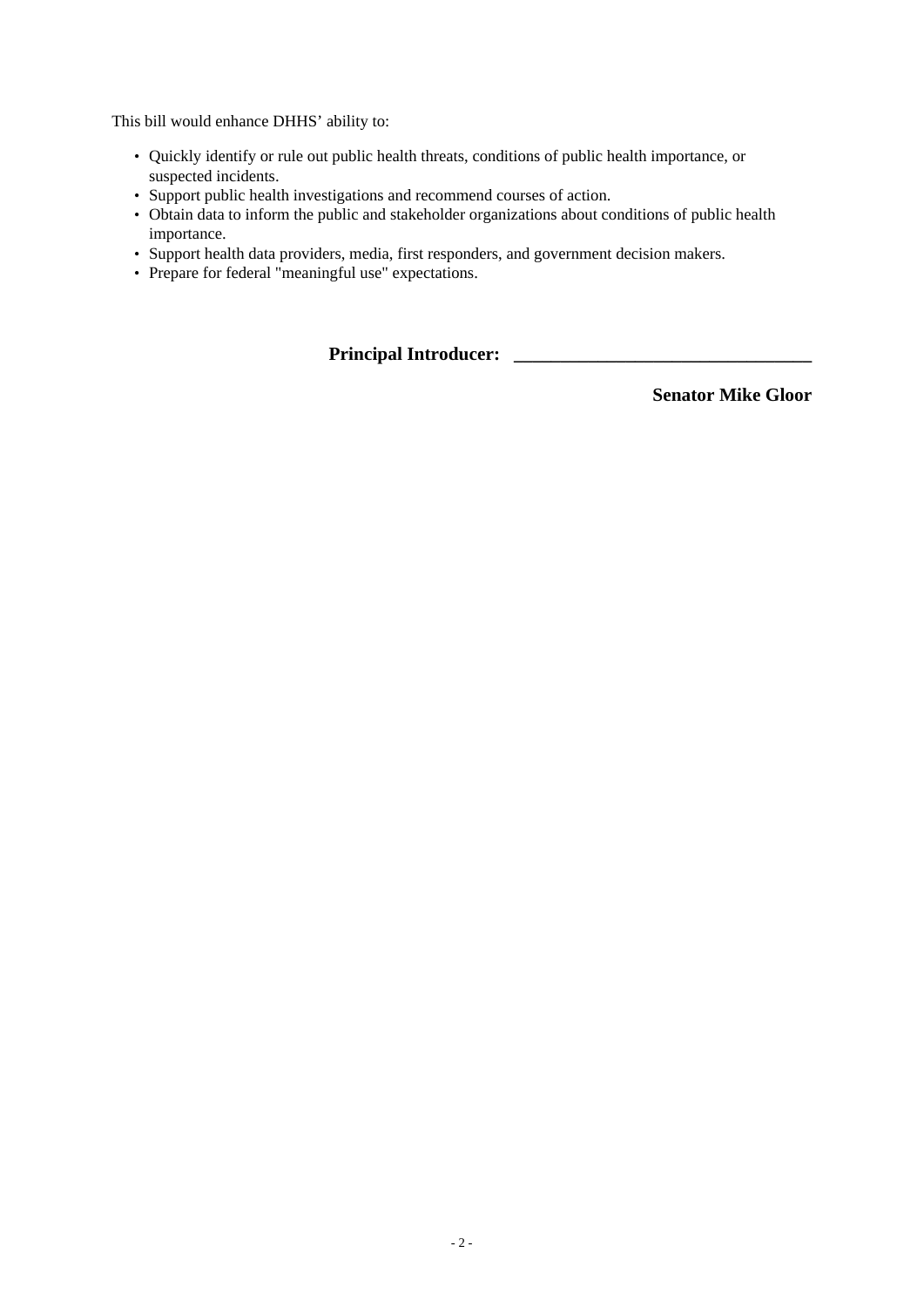This bill would enhance DHHS' ability to:

- Quickly identify or rule out public health threats, conditions of public health importance, or suspected incidents.
- Support public health investigations and recommend courses of action.
- Obtain data to inform the public and stakeholder organizations about conditions of public health importance.
- Support health data providers, media, first responders, and government decision makers.
- Prepare for federal "meaningful use" expectations.

**Principal Introducer: \_\_\_\_\_\_\_\_\_\_\_\_\_\_\_\_\_\_\_\_\_\_\_\_\_\_\_\_\_\_\_\_**

**Senator Mike Gloor**